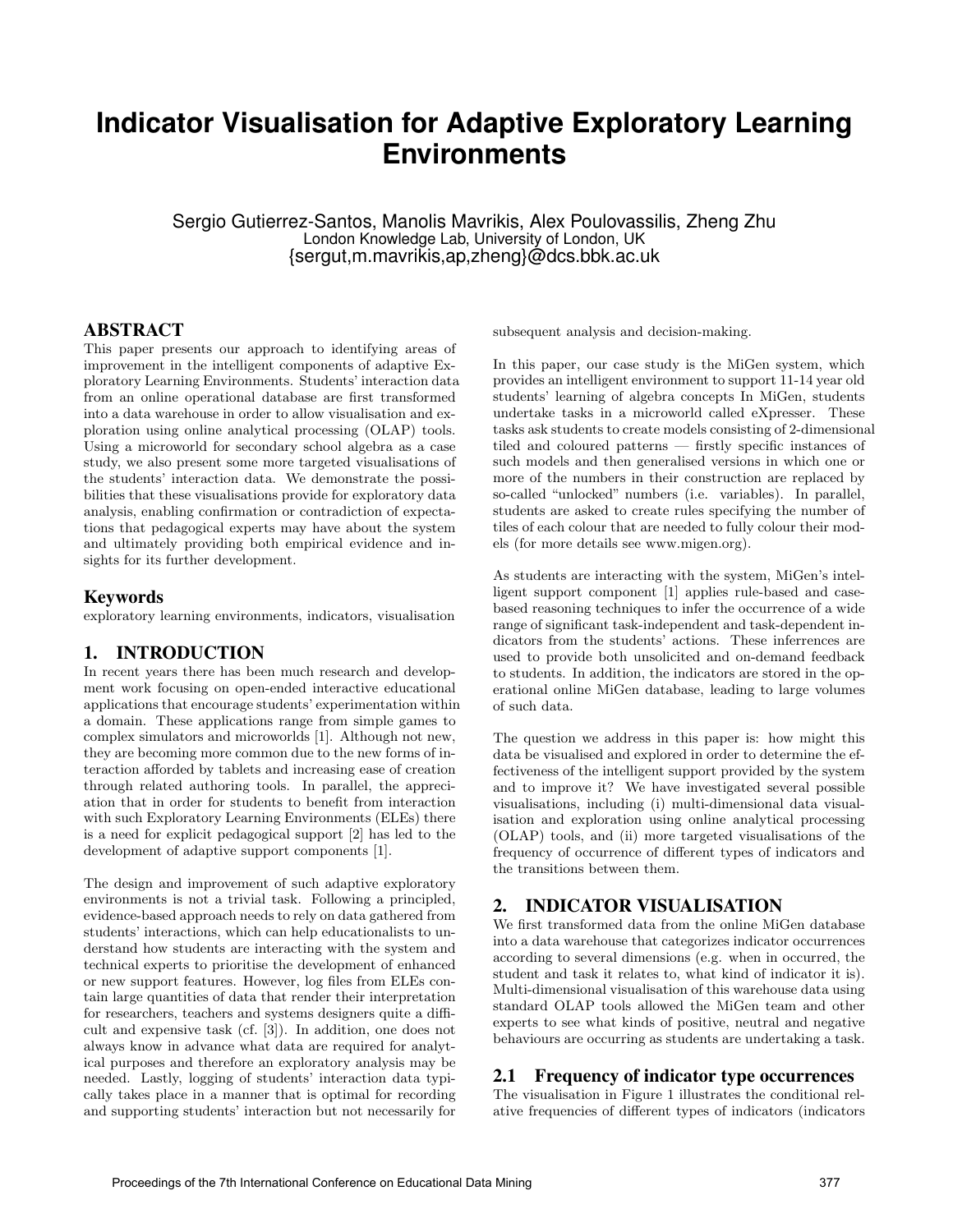# Indicator Visualisation for Adaptive Exploratory Learning Environments

Sergio Gutierrez-Santos, Manolis Mavrikis, Alex Poulovassilis, Zheng Zhu
London Knowledge Lab, University of London, UK
{sergut,m.mavrikis,ap,zheng}@dcs.bbk.ac.uk

## ABSTRACT

This paper presents our approach to identifying areas of improvement in the intelligent components of adaptive Exploratory Learning Environments. Students' interaction data from an online operational database are first transformed into a data warehouse in order to allow visualisation and exploration using online analytical processing (OLAP) tools. Using a microworld for secondary school algebra as a case study, we also present some more targeted visualisations of the students' interaction data. We demonstrate the possibilities that these visualisations provide for exploratory data analysis, enabling confirmation or contradiction of expectations that pedagogical experts may have about the system and ultimately providing both empirical evidence and insights for its further development.

## Keywords

exploratory learning environments, indicators, visualisation

## 1. INTRODUCTION

In recent years there has been much research and development work focusing on open-ended interactive educational applications that encourage students' experimentation within a domain. These applications range from simple games to complex simulators and microworlds [1]. Although not new, they are becoming more common due to the new forms of interaction afforded by tablets and increasing ease of creation through related authoring tools. In parallel, the appreciation that in order for students to benefit from interaction with such Exploratory Learning Environments (ELEs) there is a need for explicit pedagogical support [2] has led to the development of adaptive support components [1].

The design and improvement of such adaptive exploratory environments is not a trivial task. Following a principled, evidence-based approach needs to rely on data gathered from students' interactions, which can help educationalists to understand how students are interacting with the system and technical experts to prioritise the development of enhanced or new support features. However, log files from ELEs contain large quantities of data that render their interpretation for researchers, teachers and systems designers quite a difficult and expensive task (cf. [3]). In addition, one does not always know in advance what data are required for analytical purposes and therefore an exploratory analysis may be needed. Lastly, logging of students' interaction data typically takes place in a manner that is optimal for recording and supporting students' interaction but not necessarily for subsequent analysis and decision-making.

In this paper, our case study is the MiGen system, which provides an intelligent environment to support 11-14 year old students' learning of algebra concepts In MiGen, students undertake tasks in a microworld called eXpresser. These tasks ask students to create models consisting of 2-dimensional tiled and coloured patterns — firstly specific instances of such models and then generalised versions in which one or more of the numbers in their construction are replaced by so-called "unlocked" numbers (i.e. variables). In parallel, students are asked to create rules specifying the number of tiles of each colour that are needed to fully colour their models (for more details see www.migen.org).

As students are interacting with the system, MiGen's intelligent support component [1] applies rule-based and case-based reasoning techniques to infer the occurrence of a wide range of significant task-independent and task-dependent indicators from the students' actions. These inferences are used to provide both unsolicited and on-demand feedback to students. In addition, the indicators are stored in the operational online MiGen database, leading to large volumes of such data.

The question we address in this paper is: how might this data be visualised and explored in order to determine the effectiveness of the intelligent support provided by the system and to improve it? We have investigated several possible visualisations, including (i) multi-dimensional data visualisation and exploration using online analytical processing (OLAP) tools, and (ii) more targeted visualisations of the frequency of occurrence of different types of indicators and the transitions between them.

## 2. INDICATOR VISUALISATION

We first transformed data from the online MiGen database into a data warehouse that categorizes indicator occurrences according to several dimensions (e.g. when in occurred, the student and task it relates to, what kind of indicator it is). Multi-dimensional visualisation of this warehouse data using standard OLAP tools allowed the MiGen team and other experts to see what kinds of positive, neutral and negative behaviours are occurring as students are undertaking a task.

### 2.1 Frequency of indicator type occurrences

The visualisation in Figure 1 illustrates the conditional relative frequencies of different types of indicators (indicators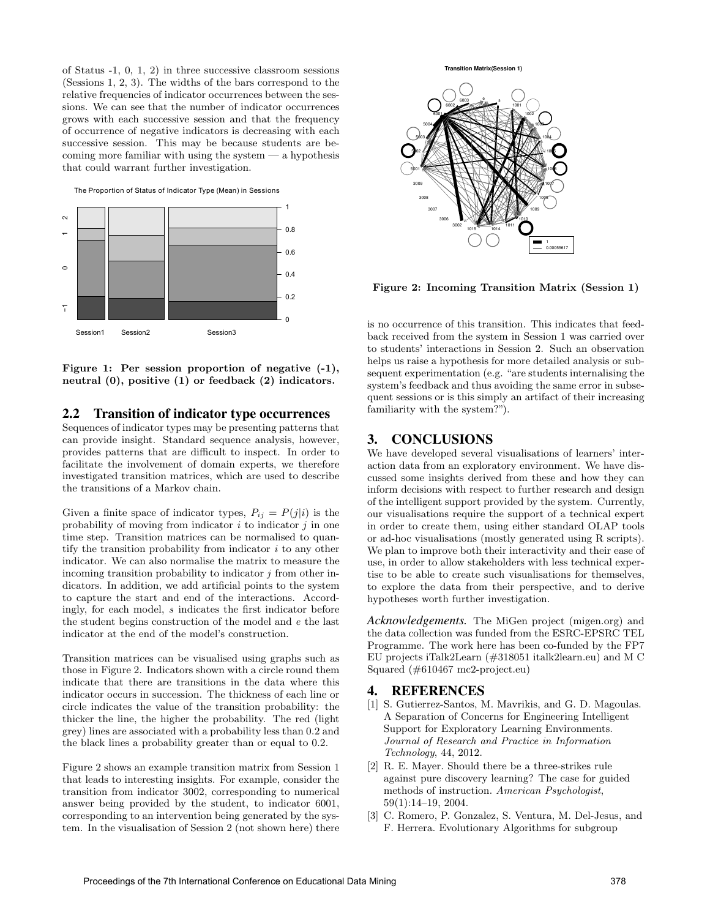of Status -1, 0, 1, 2) in three successive classroom sessions (Sessions 1, 2, 3). The widths of the bars correspond to the relative frequencies of indicator occurrences between the sessions. We can see that the number of indicator occurrences grows with each successive session and that the frequency of occurrence of negative indicators is decreasing with each successive session. This may be because students are becoming more familiar with using the system — a hypothesis that could warrant further investigation.

The Proportion of Status of Indicator Type (Mean) in Sessions

2
1
0
−1

1
0.8
0.6
0.4
0.2
0

Session1 Session2 Session3

**Figure 1: Per session proportion of negative (-1), neutral (0), positive (1) or feedback (2) indicators.**

## 2.2 Transition of indicator type occurrences

Sequences of indicator types may be presenting patterns that can provide insight. Standard sequence analysis, however, provides patterns that are difficult to inspect. In order to facilitate the involvement of domain experts, we therefore investigated transition matrices, which are used to describe the transitions of a Markov chain.

Given a finite space of indicator types, $P_{ij} = P(j|i)$ is the probability of moving from indicator $i$ to indicator $j$ in one time step. Transition matrices can be normalised to quantify the transition probability from indicator $i$ to any other indicator. We can also normalise the matrix to measure the incoming transition probability to indicator $j$ from other indicators. In addition, we add artificial points to the system to capture the start and end of the interactions. Accordingly, for each model, $s$ indicates the first indicator before the student begins construction of the model and $e$ the last indicator at the end of the model's construction.

Transition matrices can be visualised using graphs such as those in Figure 2. Indicators shown with a circle round them indicate that there are transitions in the data where this indicator occurs in succession. The thickness of each line or circle indicates the value of the transition probability: the thicker the line, the higher the probability. The red (light grey) lines are associated with a probability less than 0.2 and the black lines a probability greater than or equal to 0.2.

Figure 2 shows an example transition matrix from Session 1 that leads to interesting insights. For example, consider the transition from indicator 3002, corresponding to numerical answer being provided by the student, to indicator 6001, corresponding to an intervention being generated by the system. In the visualisation of Session 2 (not shown here) there

Transition Matrix(Session 1)

6003 e s 1001
6002 1002
6001 1003
5004 1004
5003 1005
5002 1006
5001 1007
3009 1008
3008 1009
3007 1010
3006 1011
3002 1015 1014

1
0.00055617

**Figure 2: Incoming Transition Matrix (Session 1)**

is no occurrence of this transition. This indicates that feedback received from the system in Session 1 was carried over to students' interactions in Session 2. Such an observation helps us raise a hypothesis for more detailed analysis or subsequent experimentation (e.g. "are students internalising the system's feedback and thus avoiding the same error in subsequent sessions or is this simply an artifact of their increasing familiarity with the system?").

# 3. CONCLUSIONS

We have developed several visualisations of learners' interaction data from an exploratory environment. We have discussed some insights derived from these and how they can inform decisions with respect to further research and design of the intelligent support provided by the system. Currently, our visualisations require the support of a technical expert in order to create them, using either standard OLAP tools or ad-hoc visualisations (mostly generated using R scripts). We plan to improve both their interactivity and their ease of use, in order to allow stakeholders with less technical expertise to be able to create such visualisations for themselves, to explore the data from their perspective, and to derive hypotheses worth further investigation.

***Acknowledgements.*** The MiGen project (migen.org) and the data collection was funded from the ESRC-EPSRC TEL Programme. The work here has been co-funded by the FP7 EU projects iTalk2Learn (#318051 italk2learn.eu) and M C Squared (#610467 mc2-project.eu)

# 4. REFERENCES

[1] S. Gutierrez-Santos, M. Mavrikis, and G. D. Magoulas. A Separation of Concerns for Engineering Intelligent Support for Exploratory Learning Environments. *Journal of Research and Practice in Information Technology*, 44, 2012.

[2] R. E. Mayer. Should there be a three-strikes rule against pure discovery learning? The case for guided methods of instruction. *American Psychologist*, 59(1):14–19, 2004.

[3] C. Romero, P. Gonzalez, S. Ventura, M. Del-Jesus, and F. Herrera. Evolutionary Algorithms for subgroup